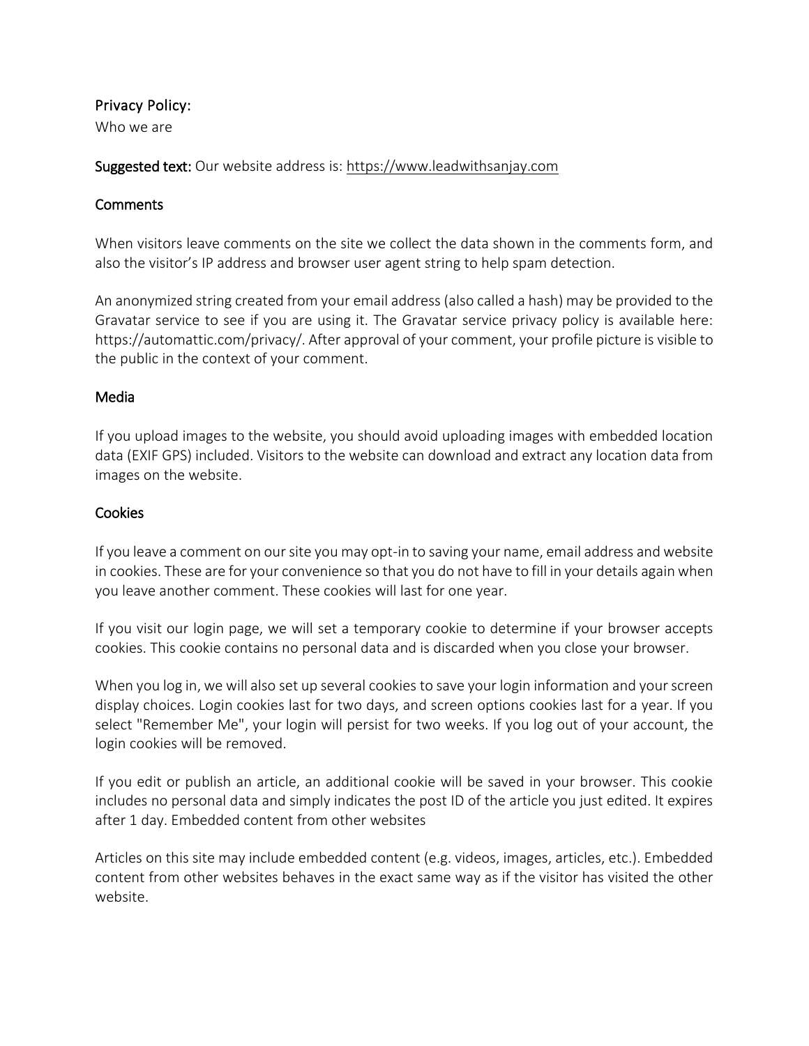## Privacy Policy:

Who we are

**Suggested text:** Our website address is: https://www.leadwithsanjay.com

### Comments

When visitors leave comments on the site we collect the data shown in the comments form, and also the visitor's IP address and browser user agent string to help spam detection.

An anonymized string created from your email address (also called a hash) may be provided to the Gravatar service to see if you are using it. The Gravatar service privacy policy is available here: https://automattic.com/privacy/. After approval of your comment, your profile picture is visible to the public in the context of your comment.

### Media

If you upload images to the website, you should avoid uploading images with embedded location data (EXIF GPS) included. Visitors to the website can download and extract any location data from images on the website.

### Cookies

If you leave a comment on our site you may opt-in to saving your name, email address and website in cookies. These are for your convenience so that you do not have to fill in your details again when you leave another comment. These cookies will last for one year.

If you visit our login page, we will set a temporary cookie to determine if your browser accepts cookies. This cookie contains no personal data and is discarded when you close your browser.

When you log in, we will also set up several cookies to save your login information and your screen display choices. Login cookies last for two days, and screen options cookies last for a year. If you select "Remember Me", your login will persist for two weeks. If you log out of your account, the login cookies will be removed.

If you edit or publish an article, an additional cookie will be saved in your browser. This cookie includes no personal data and simply indicates the post ID of the article you just edited. It expires after 1 day. Embedded content from other websites

Articles on this site may include embedded content (e.g. videos, images, articles, etc.). Embedded content from other websites behaves in the exact same way as if the visitor has visited the other website.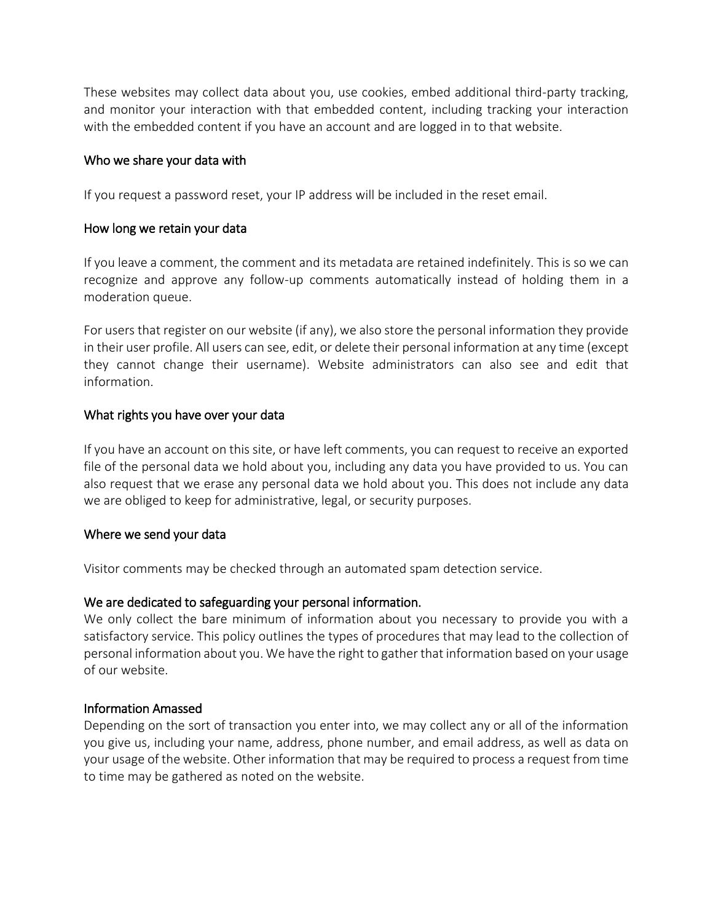These websites may collect data about you, use cookies, embed additional third-party tracking, and monitor your interaction with that embedded content, including tracking your interaction with the embedded content if you have an account and are logged in to that website.

## Who we share your data with

If you request a password reset, your IP address will be included in the reset email.

## How long we retain your data

If you leave a comment, the comment and its metadata are retained indefinitely. This is so we can recognize and approve any follow-up comments automatically instead of holding them in a moderation queue.

For users that register on our website (if any), we also store the personal information they provide in their user profile. All users can see, edit, or delete their personal information at any time (except they cannot change their username). Website administrators can also see and edit that information.

## What rights you have over your data

If you have an account on this site, or have left comments, you can request to receive an exported file of the personal data we hold about you, including any data you have provided to us. You can also request that we erase any personal data we hold about you. This does not include any data we are obliged to keep for administrative, legal, or security purposes.

## Where we send your data

Visitor comments may be checked through an automated spam detection service.

## We are dedicated to safeguarding your personal information.

We only collect the bare minimum of information about you necessary to provide you with a satisfactory service. This policy outlines the types of procedures that may lead to the collection of personal information about you. We have the right to gather that information based on your usage of our website.

## Information Amassed

Depending on the sort of transaction you enter into, we may collect any or all of the information you give us, including your name, address, phone number, and email address, as well as data on your usage of the website. Other information that may be required to process a request from time to time may be gathered as noted on the website.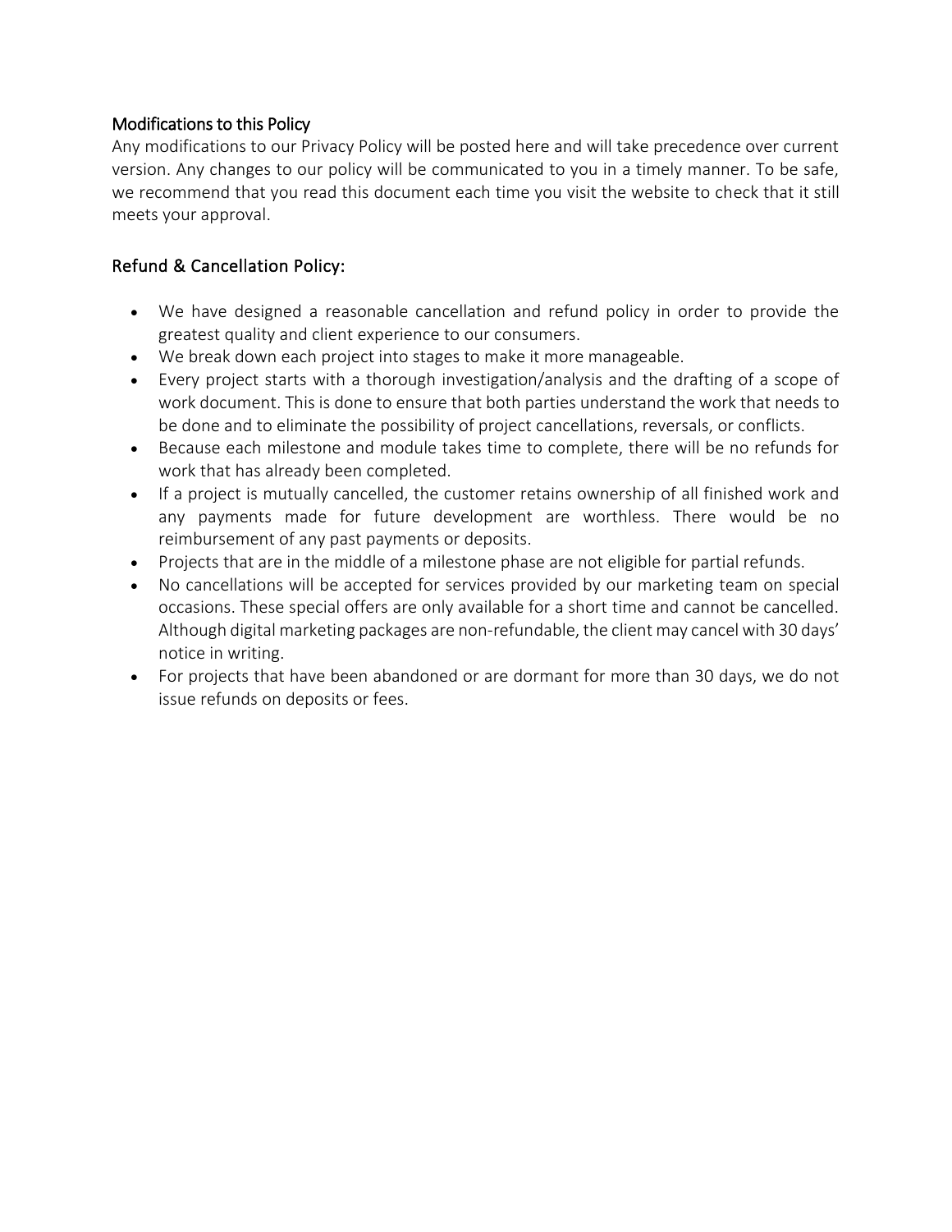### Modifications to this Policy

Any modifications to our Privacy Policy will be posted here and will take precedence over current version. Any changes to our policy will be communicated to you in a timely manner. To be safe, we recommend that you read this document each time you visit the website to check that it still meets your approval.

## Refund & Cancellation Policy:

- We have designed a reasonable cancellation and refund policy in order to provide the greatest quality and client experience to our consumers.
- We break down each project into stages to make it more manageable.
- Every project starts with a thorough investigation/analysis and the drafting of a scope of work document. This is done to ensure that both parties understand the work that needs to be done and to eliminate the possibility of project cancellations, reversals, or conflicts.
- Because each milestone and module takes time to complete, there will be no refunds for work that has already been completed.
- If a project is mutually cancelled, the customer retains ownership of all finished work and any payments made for future development are worthless. There would be no reimbursement of any past payments or deposits.
- Projects that are in the middle of a milestone phase are not eligible for partial refunds.
- No cancellations will be accepted for services provided by our marketing team on special occasions. These special offers are only available for a short time and cannot be cancelled. Although digital marketing packages are non-refundable, the client may cancel with 30 days' notice in writing.
- For projects that have been abandoned or are dormant for more than 30 days, we do not issue refunds on deposits or fees.